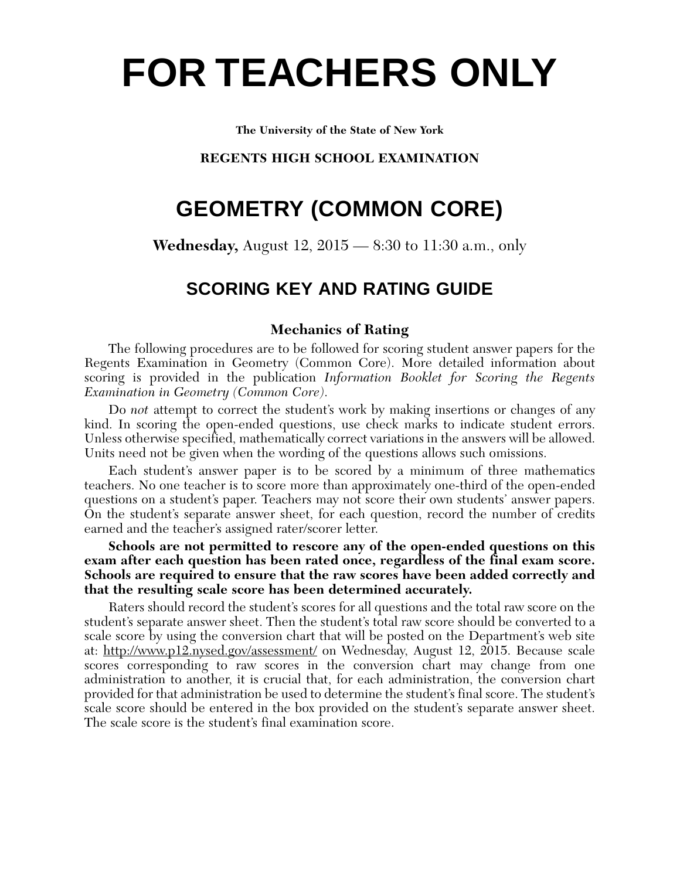# FOR TEACHERS ONLY

**The University of the State of New York**

**REGENTS HIGH SCHOOL EXAMINATION**

## GEOMETRY (COMMON CORE)

**Wednesday,** August 12, 2015 — 8:30 to 11:30 a.m., only

### SCORING KEY AND RATING GUIDE

**Mechanics of Rating**

The following procedures are to be followed for scoring student answer papers for the Regents Examination in Geometry (Common Core). More detailed information about scoring is provided in the publication *Information Booklet for Scoring the Regents Examination in Geometry (Common Core).*

Do *not* attempt to correct the student's work by making insertions or changes of any kind. In scoring the open-ended questions, use check marks to indicate student errors. Unless otherwise specified, mathematically correct variations in the answers will be allowed. Units need not be given when the wording of the questions allows such omissions.

Each student's answer paper is to be scored by a minimum of three mathematics teachers. No one teacher is to score more than approximately one-third of the open-ended questions on a student's paper. Teachers may not score their own students' answer papers. On the student's separate answer sheet, for each question, record the number of credits earned and the teacher's assigned rater/scorer letter.

**Schools are not permitted to rescore any of the open-ended questions on this exam after each question has been rated once, regardless of the final exam score. Schools are required to ensure that the raw scores have been added correctly and that the resulting scale score has been determined accurately.**

Raters should record the student's scores for all questions and the total raw score on the student's separate answer sheet. Then the student's total raw score should be converted to a scale score by using the conversion chart that will be posted on the Department's web site at: http://www.p12.nysed.gov/assessment/ on Wednesday, August 12, 2015. Because scale scores corresponding to raw scores in the conversion chart may change from one administration to another, it is crucial that, for each administration, the conversion chart provided for that administration be used to determine the student's final score. The student's scale score should be entered in the box provided on the student's separate answer sheet. The scale score is the student's final examination score.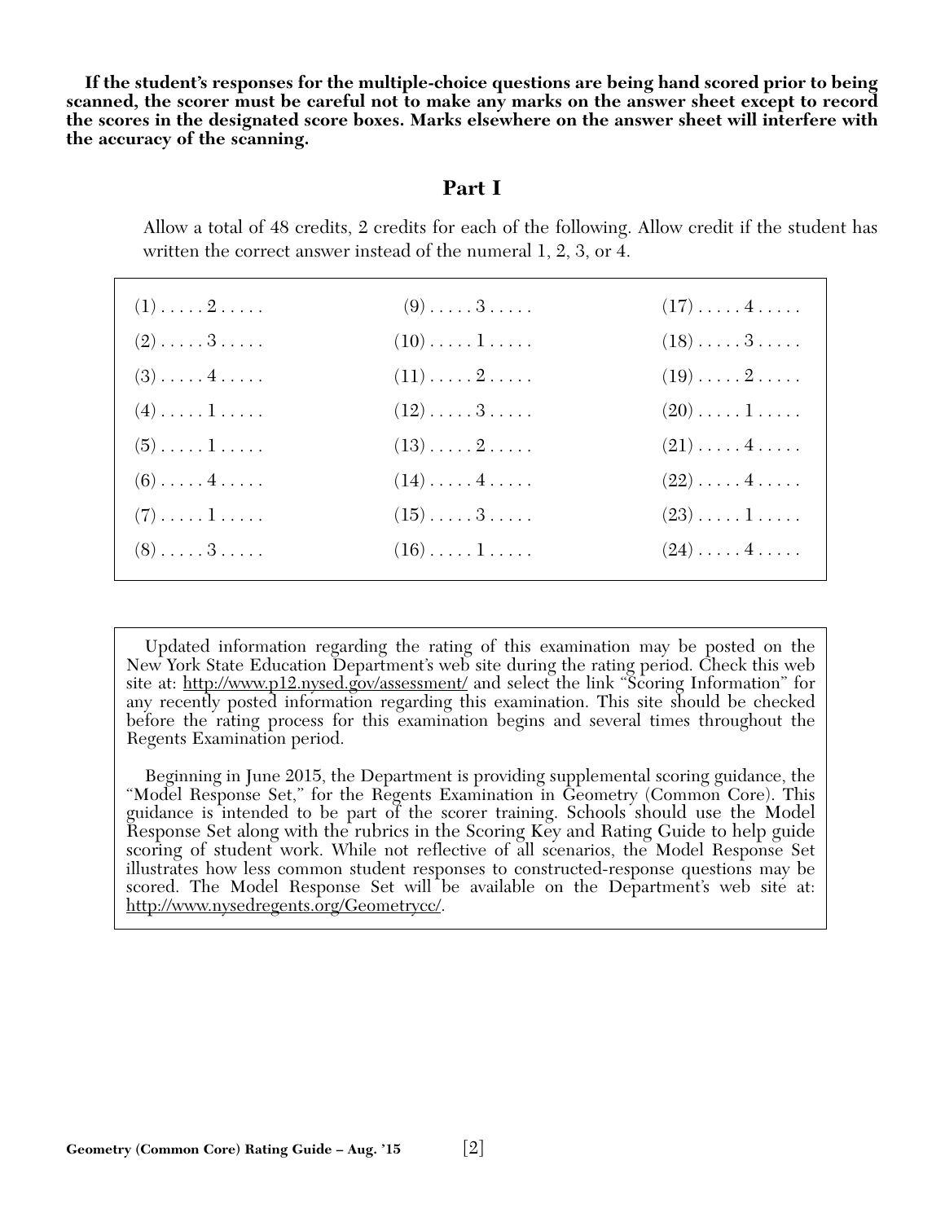**If the student's responses for the multiple-choice questions are being hand scored prior to being scanned, the scorer must be careful not to make any marks on the answer sheet except to record the scores in the designated score boxes. Marks elsewhere on the answer sheet will interfere with the accuracy of the scanning.**

## Part I

Allow a total of 48 credits, 2 credits for each of the following. Allow credit if the student has written the correct answer instead of the numeral 1, 2, 3, or 4.

| | | |
|---|---|---|
| (1) . . . . . 2 . . . . . | (9) . . . . . 3 . . . . . | (17) . . . . . 4 . . . . . |
| (2) . . . . . 3 . . . . . | (10) . . . . . 1 . . . . . | (18) . . . . . 3 . . . . . |
| (3) . . . . . 4 . . . . . | (11) . . . . . 2 . . . . . | (19) . . . . . 2 . . . . . |
| (4) . . . . . 1 . . . . . | (12) . . . . . 3 . . . . . | (20) . . . . . 1 . . . . . |
| (5) . . . . . 1 . . . . . | (13) . . . . . 2 . . . . . | (21) . . . . . 4 . . . . . |
| (6) . . . . . 4 . . . . . | (14) . . . . . 4 . . . . . | (22) . . . . . 4 . . . . . |
| (7) . . . . . 1 . . . . . | (15) . . . . . 3 . . . . . | (23) . . . . . 1 . . . . . |
| (8) . . . . . 3 . . . . . | (16) . . . . . 1 . . . . . | (24) . . . . . 4 . . . . . |

Updated information regarding the rating of this examination may be posted on the New York State Education Department's web site during the rating period. Check this web site at: http://www.p12.nysed.gov/assessment/ and select the link "Scoring Information" for any recently posted information regarding this examination. This site should be checked before the rating process for this examination begins and several times throughout the Regents Examination period.

Beginning in June 2015, the Department is providing supplemental scoring guidance, the "Model Response Set," for the Regents Examination in Geometry (Common Core). This guidance is intended to be part of the scorer training. Schools should use the Model Response Set along with the rubrics in the Scoring Key and Rating Guide to help guide scoring of student work. While not reflective of all scenarios, the Model Response Set illustrates how less common student responses to constructed-response questions may be scored. The Model Response Set will be available on the Department's web site at: http://www.nysedregents.org/Geometrycc/.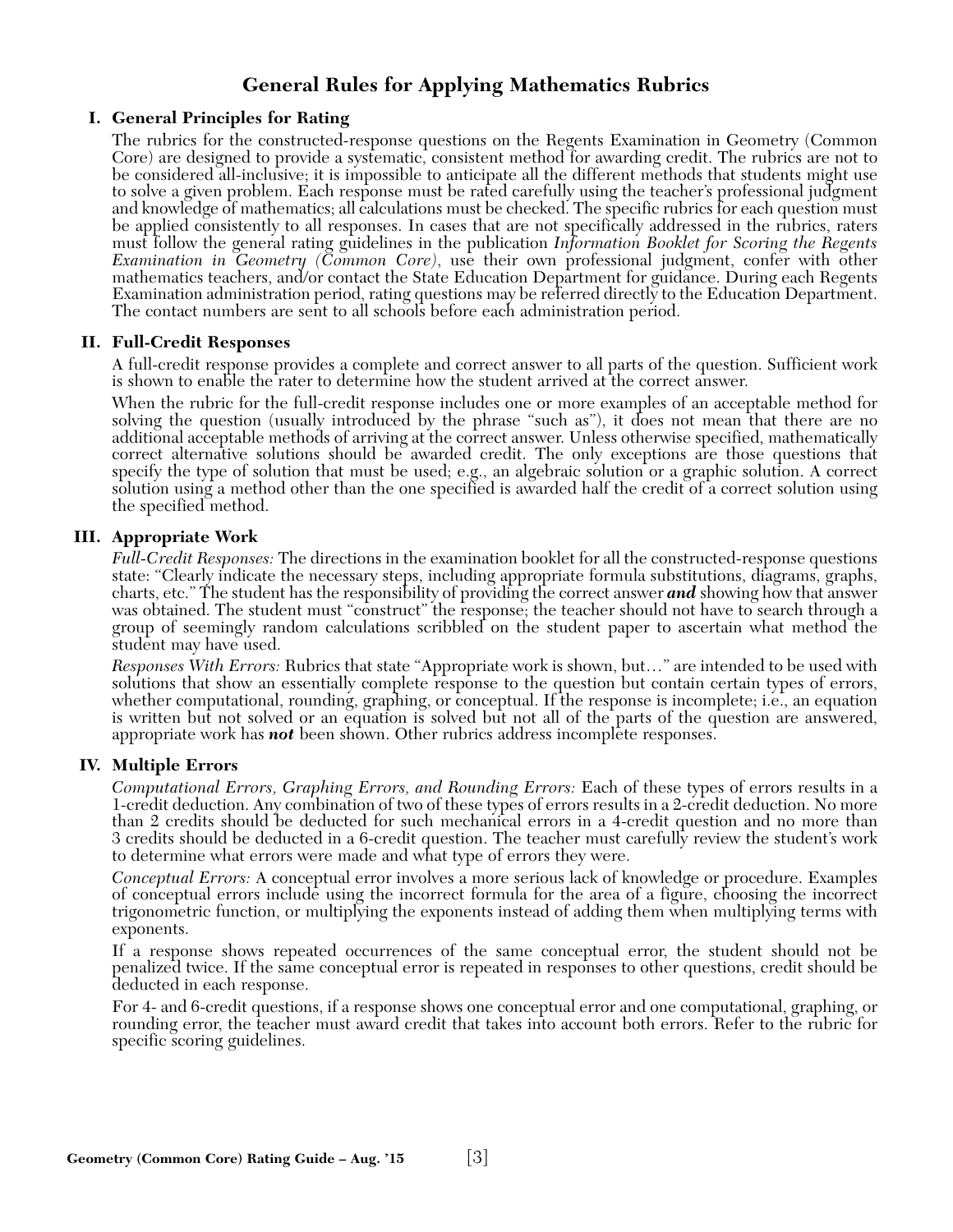# General Rules for Applying Mathematics Rubrics

## I. General Principles for Rating

The rubrics for the constructed-response questions on the Regents Examination in Geometry (Common Core) are designed to provide a systematic, consistent method for awarding credit. The rubrics are not to be considered all-inclusive; it is impossible to anticipate all the different methods that students might use to solve a given problem. Each response must be rated carefully using the teacher's professional judgment and knowledge of mathematics; all calculations must be checked. The specific rubrics for each question must be applied consistently to all responses. In cases that are not specifically addressed in the rubrics, raters must follow the general rating guidelines in the publication *Information Booklet for Scoring the Regents Examination in Geometry (Common Core)*, use their own professional judgment, confer with other mathematics teachers, and/or contact the State Education Department for guidance. During each Regents Examination administration period, rating questions may be referred directly to the Education Department. The contact numbers are sent to all schools before each administration period.

## II. Full-Credit Responses

A full-credit response provides a complete and correct answer to all parts of the question. Sufficient work is shown to enable the rater to determine how the student arrived at the correct answer.

When the rubric for the full-credit response includes one or more examples of an acceptable method for solving the question (usually introduced by the phrase "such as"), it does not mean that there are no additional acceptable methods of arriving at the correct answer. Unless otherwise specified, mathematically correct alternative solutions should be awarded credit. The only exceptions are those questions that specify the type of solution that must be used; e.g., an algebraic solution or a graphic solution. A correct solution using a method other than the one specified is awarded half the credit of a correct solution using the specified method.

## III. Appropriate Work

*Full-Credit Responses:* The directions in the examination booklet for all the constructed-response questions state: "Clearly indicate the necessary steps, including appropriate formula substitutions, diagrams, graphs, charts, etc." The student has the responsibility of providing the correct answer ***and*** showing how that answer was obtained. The student must "construct" the response; the teacher should not have to search through a group of seemingly random calculations scribbled on the student paper to ascertain what method the student may have used.

*Responses With Errors:* Rubrics that state "Appropriate work is shown, but…" are intended to be used with solutions that show an essentially complete response to the question but contain certain types of errors, whether computational, rounding, graphing, or conceptual. If the response is incomplete; i.e., an equation is written but not solved or an equation is solved but not all of the parts of the question are answered, appropriate work has ***not*** been shown. Other rubrics address incomplete responses.

## IV. Multiple Errors

*Computational Errors, Graphing Errors, and Rounding Errors:* Each of these types of errors results in a 1-credit deduction. Any combination of two of these types of errors results in a 2-credit deduction. No more than 2 credits should be deducted for such mechanical errors in a 4-credit question and no more than 3 credits should be deducted in a 6-credit question. The teacher must carefully review the student's work to determine what errors were made and what type of errors they were.

*Conceptual Errors:* A conceptual error involves a more serious lack of knowledge or procedure. Examples of conceptual errors include using the incorrect formula for the area of a figure, choosing the incorrect trigonometric function, or multiplying the exponents instead of adding them when multiplying terms with exponents.

If a response shows repeated occurrences of the same conceptual error, the student should not be penalized twice. If the same conceptual error is repeated in responses to other questions, credit should be deducted in each response.

For 4- and 6-credit questions, if a response shows one conceptual error and one computational, graphing, or rounding error, the teacher must award credit that takes into account both errors. Refer to the rubric for specific scoring guidelines.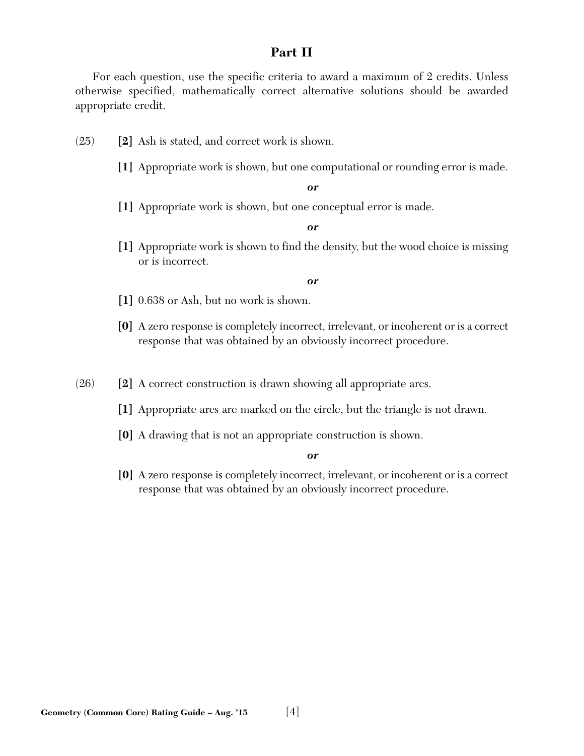## Part II

For each question, use the specific criteria to award a maximum of 2 credits. Unless otherwise specified, mathematically correct alternative solutions should be awarded appropriate credit.

(25) **[2]** Ash is stated, and correct work is shown.

**[1]** Appropriate work is shown, but one computational or rounding error is made.

***or***

**[1]** Appropriate work is shown, but one conceptual error is made.

***or***

**[1]** Appropriate work is shown to find the density, but the wood choice is missing or is incorrect.

***or***

**[1]** 0.638 or Ash, but no work is shown.

**[0]** A zero response is completely incorrect, irrelevant, or incoherent or is a correct response that was obtained by an obviously incorrect procedure.

(26) **[2]** A correct construction is drawn showing all appropriate arcs.

**[1]** Appropriate arcs are marked on the circle, but the triangle is not drawn.

**[0]** A drawing that is not an appropriate construction is shown.

***or***

**[0]** A zero response is completely incorrect, irrelevant, or incoherent or is a correct response that was obtained by an obviously incorrect procedure.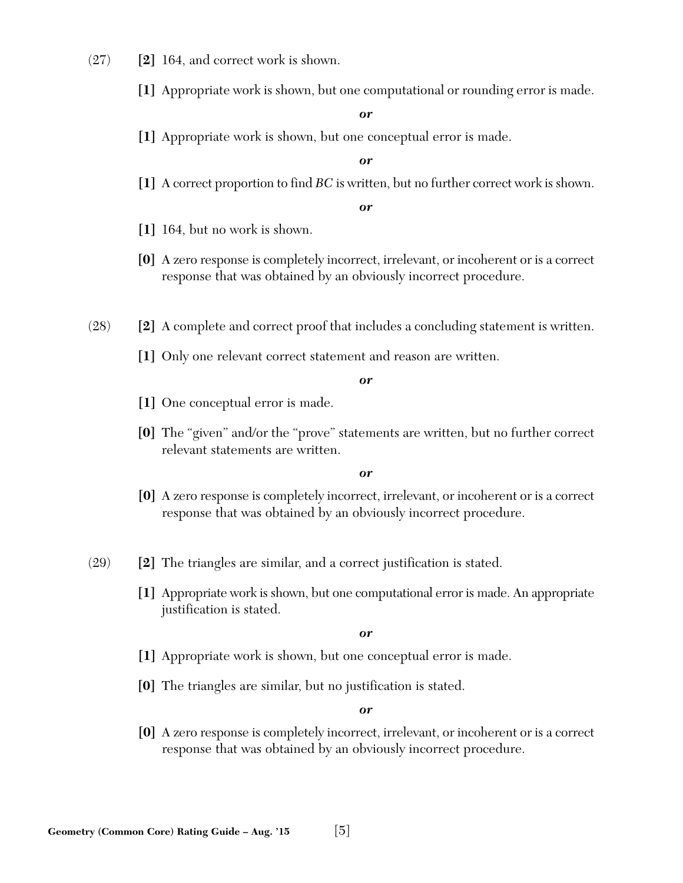(27) **[2]** 164, and correct work is shown.

**[1]** Appropriate work is shown, but one computational or rounding error is made.

***or***

**[1]** Appropriate work is shown, but one conceptual error is made.

***or***

**[1]** A correct proportion to find *BC* is written, but no further correct work is shown.

***or***

**[1]** 164, but no work is shown.

**[0]** A zero response is completely incorrect, irrelevant, or incoherent or is a correct response that was obtained by an obviously incorrect procedure.

(28) **[2]** A complete and correct proof that includes a concluding statement is written.

**[1]** Only one relevant correct statement and reason are written.

***or***

**[1]** One conceptual error is made.

**[0]** The "given" and/or the "prove" statements are written, but no further correct relevant statements are written.

***or***

**[0]** A zero response is completely incorrect, irrelevant, or incoherent or is a correct response that was obtained by an obviously incorrect procedure.

(29) **[2]** The triangles are similar, and a correct justification is stated.

**[1]** Appropriate work is shown, but one computational error is made. An appropriate justification is stated.

***or***

**[1]** Appropriate work is shown, but one conceptual error is made.

**[0]** The triangles are similar, but no justification is stated.

***or***

**[0]** A zero response is completely incorrect, irrelevant, or incoherent or is a correct response that was obtained by an obviously incorrect procedure.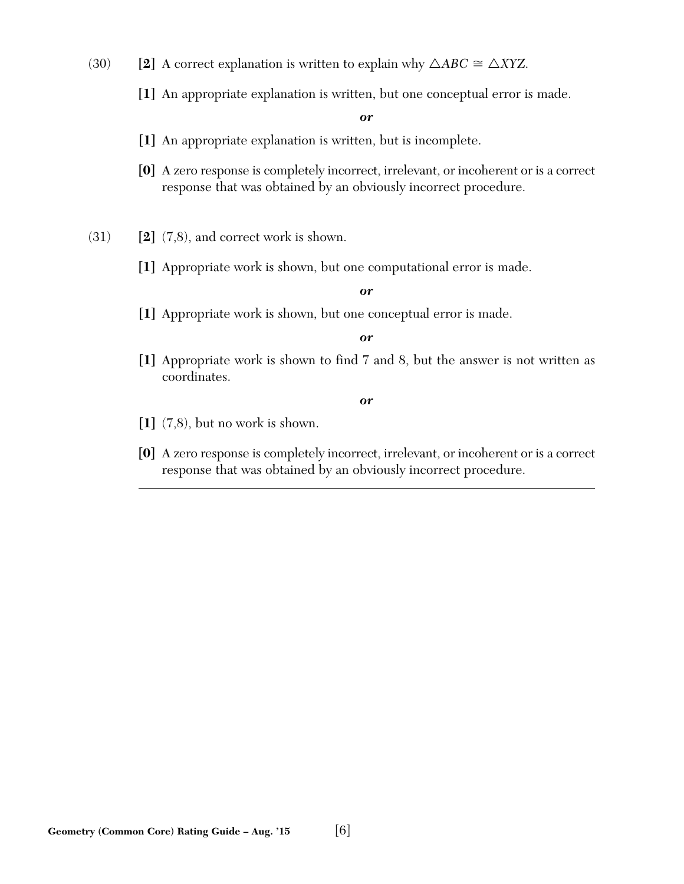(30) **[2]** A correct explanation is written to explain why $\triangle ABC \cong \triangle XYZ$.

**[1]** An appropriate explanation is written, but one conceptual error is made.

***or***

**[1]** An appropriate explanation is written, but is incomplete.

**[0]** A zero response is completely incorrect, irrelevant, or incoherent or is a correct response that was obtained by an obviously incorrect procedure.

(31) **[2]** (7,8), and correct work is shown.

**[1]** Appropriate work is shown, but one computational error is made.

***or***

**[1]** Appropriate work is shown, but one conceptual error is made.

***or***

**[1]** Appropriate work is shown to find 7 and 8, but the answer is not written as coordinates.

***or***

**[1]** (7,8), but no work is shown.

**[0]** A zero response is completely incorrect, irrelevant, or incoherent or is a correct response that was obtained by an obviously incorrect procedure.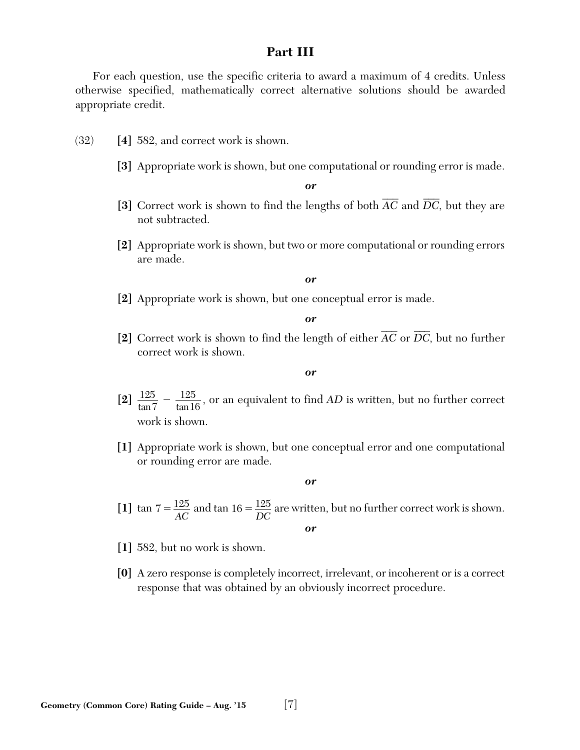## Part III

For each question, use the specific criteria to award a maximum of 4 credits. Unless otherwise specified, mathematically correct alternative solutions should be awarded appropriate credit.

(32) **[4]** 582, and correct work is shown.

**[3]** Appropriate work is shown, but one computational or rounding error is made.

***or***

**[3]** Correct work is shown to find the lengths of both $\overline{AC}$ and $\overline{DC}$, but they are not subtracted.

**[2]** Appropriate work is shown, but two or more computational or rounding errors are made.

***or***

**[2]** Appropriate work is shown, but one conceptual error is made.

***or***

**[2]** Correct work is shown to find the length of either $\overline{AC}$ or $\overline{DC}$, but no further correct work is shown.

***or***

**[2]** $\frac{125}{\tan 7} - \frac{125}{\tan 16}$, or an equivalent to find $AD$ is written, but no further correct work is shown.

**[1]** Appropriate work is shown, but one conceptual error and one computational or rounding error are made.

***or***

**[1]** $\tan 7 = \frac{125}{AC}$ and $\tan 16 = \frac{125}{DC}$ are written, but no further correct work is shown.

***or***

**[1]** 582, but no work is shown.

**[0]** A zero response is completely incorrect, irrelevant, or incoherent or is a correct response that was obtained by an obviously incorrect procedure.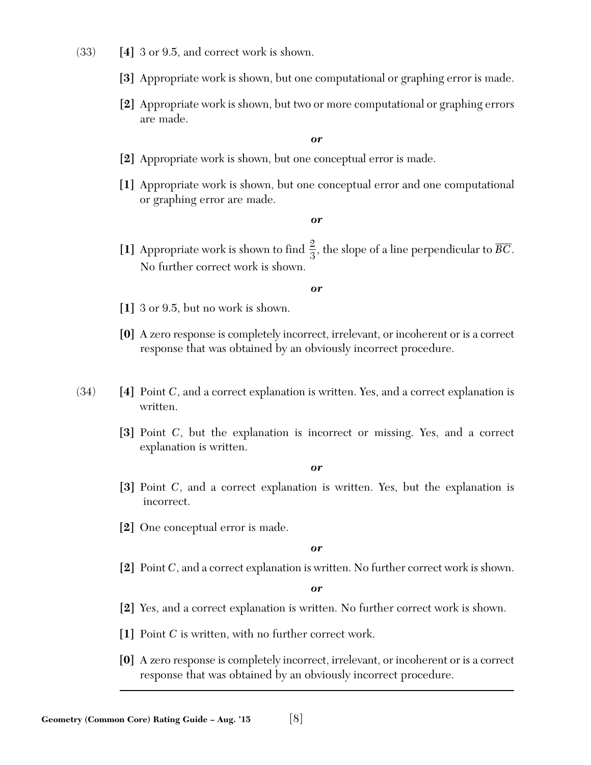(33) **[4]** 3 or 9.5, and correct work is shown.

**[3]** Appropriate work is shown, but one computational or graphing error is made.

**[2]** Appropriate work is shown, but two or more computational or graphing errors are made.

***or***

**[2]** Appropriate work is shown, but one conceptual error is made.

**[1]** Appropriate work is shown, but one conceptual error and one computational or graphing error are made.

***or***

**[1]** Appropriate work is shown to find $\frac{2}{3}$, the slope of a line perpendicular to $\overline{BC}$. No further correct work is shown.

***or***

**[1]** 3 or 9.5, but no work is shown.

**[0]** A zero response is completely incorrect, irrelevant, or incoherent or is a correct response that was obtained by an obviously incorrect procedure.

(34) **[4]** Point $C$, and a correct explanation is written. Yes, and a correct explanation is written.

**[3]** Point $C$, but the explanation is incorrect or missing. Yes, and a correct explanation is written.

***or***

**[3]** Point $C$, and a correct explanation is written. Yes, but the explanation is incorrect.

**[2]** One conceptual error is made.

***or***

**[2]** Point $C$, and a correct explanation is written. No further correct work is shown.

***or***

**[2]** Yes, and a correct explanation is written. No further correct work is shown.

**[1]** Point $C$ is written, with no further correct work.

**[0]** A zero response is completely incorrect, irrelevant, or incoherent or is a correct response that was obtained by an obviously incorrect procedure.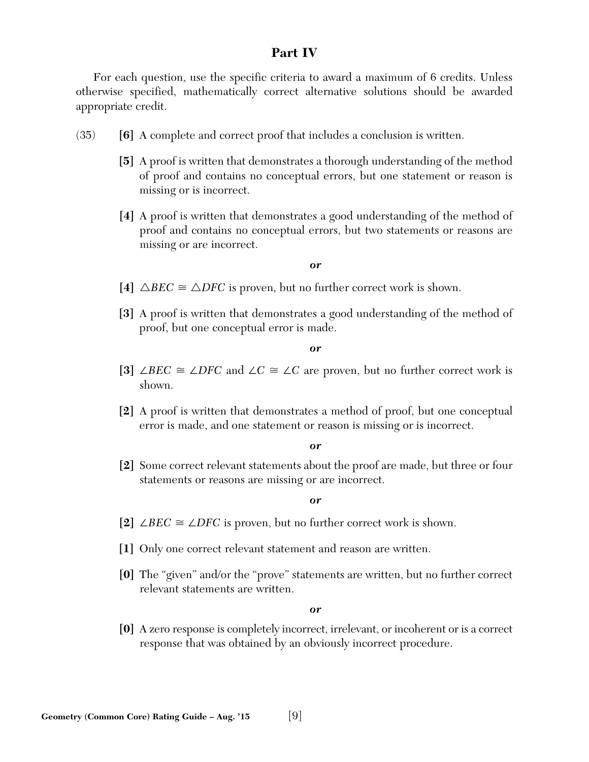## Part IV

For each question, use the specific criteria to award a maximum of 6 credits. Unless otherwise specified, mathematically correct alternative solutions should be awarded appropriate credit.

(35) **[6]** A complete and correct proof that includes a conclusion is written.

**[5]** A proof is written that demonstrates a thorough understanding of the method of proof and contains no conceptual errors, but one statement or reason is missing or is incorrect.

**[4]** A proof is written that demonstrates a good understanding of the method of proof and contains no conceptual errors, but two statements or reasons are missing or are incorrect.

***or***

**[4]** $\triangle BEC \cong \triangle DFC$ is proven, but no further correct work is shown.

**[3]** A proof is written that demonstrates a good understanding of the method of proof, but one conceptual error is made.

***or***

**[3]** $\angle BEC \cong \angle DFC$ and $\angle C \cong \angle C$ are proven, but no further correct work is shown.

**[2]** A proof is written that demonstrates a method of proof, but one conceptual error is made, and one statement or reason is missing or is incorrect.

***or***

**[2]** Some correct relevant statements about the proof are made, but three or four statements or reasons are missing or are incorrect.

***or***

**[2]** $\angle BEC \cong \angle DFC$ is proven, but no further correct work is shown.

**[1]** Only one correct relevant statement and reason are written.

**[0]** The "given" and/or the "prove" statements are written, but no further correct relevant statements are written.

***or***

**[0]** A zero response is completely incorrect, irrelevant, or incoherent or is a correct response that was obtained by an obviously incorrect procedure.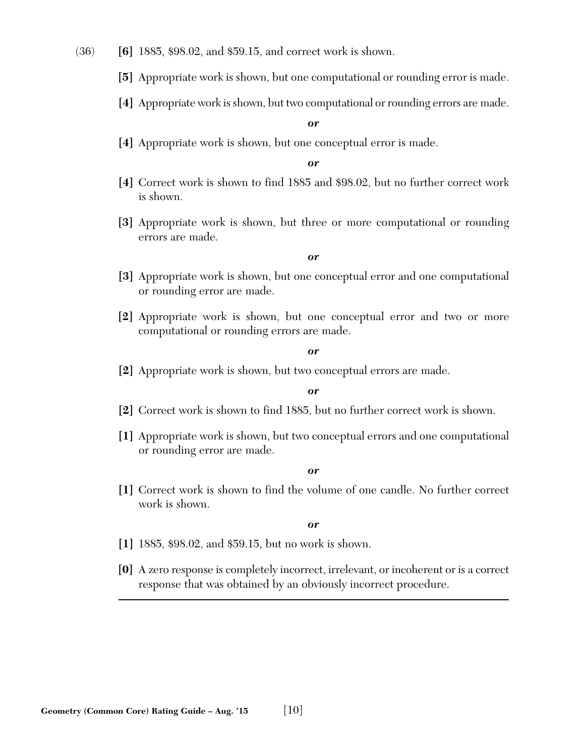(36) **[6]** 1885, $98.02, and $59.15, and correct work is shown.

**[5]** Appropriate work is shown, but one computational or rounding error is made.

**[4]** Appropriate work is shown, but two computational or rounding errors are made.

***or***

**[4]** Appropriate work is shown, but one conceptual error is made.

***or***

**[4]** Correct work is shown to find 1885 and $98.02, but no further correct work is shown.

**[3]** Appropriate work is shown, but three or more computational or rounding errors are made.

***or***

**[3]** Appropriate work is shown, but one conceptual error and one computational or rounding error are made.

**[2]** Appropriate work is shown, but one conceptual error and two or more computational or rounding errors are made.

***or***

**[2]** Appropriate work is shown, but two conceptual errors are made.

***or***

**[2]** Correct work is shown to find 1885, but no further correct work is shown.

**[1]** Appropriate work is shown, but two conceptual errors and one computational or rounding error are made.

***or***

**[1]** Correct work is shown to find the volume of one candle. No further correct work is shown.

***or***

**[1]** 1885, $98.02, and $59.15, but no work is shown.

**[0]** A zero response is completely incorrect, irrelevant, or incoherent or is a correct response that was obtained by an obviously incorrect procedure.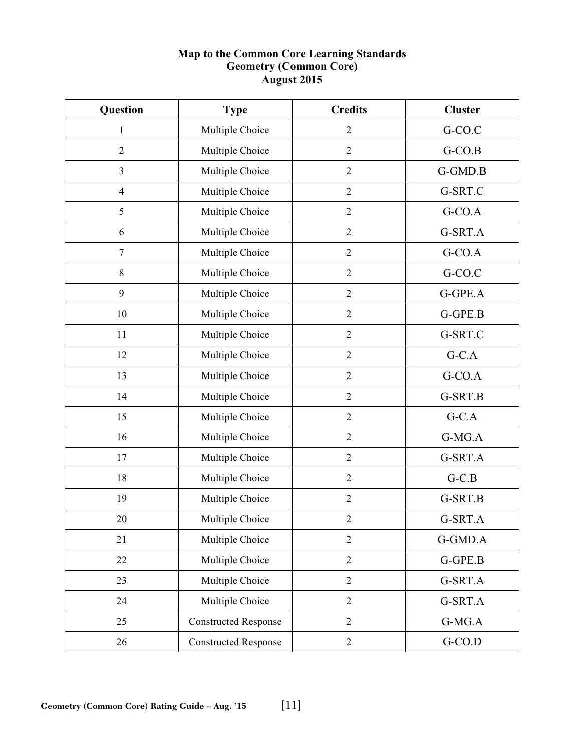**Map to the Common Core Learning Standards**
**Geometry (Common Core)**
**August 2015**

| Question | Type | Credits | Cluster |
|---|---|---|---|
| 1 | Multiple Choice | 2 | G-CO.C |
| 2 | Multiple Choice | 2 | G-CO.B |
| 3 | Multiple Choice | 2 | G-GMD.B |
| 4 | Multiple Choice | 2 | G-SRT.C |
| 5 | Multiple Choice | 2 | G-CO.A |
| 6 | Multiple Choice | 2 | G-SRT.A |
| 7 | Multiple Choice | 2 | G-CO.A |
| 8 | Multiple Choice | 2 | G-CO.C |
| 9 | Multiple Choice | 2 | G-GPE.A |
| 10 | Multiple Choice | 2 | G-GPE.B |
| 11 | Multiple Choice | 2 | G-SRT.C |
| 12 | Multiple Choice | 2 | G-C.A |
| 13 | Multiple Choice | 2 | G-CO.A |
| 14 | Multiple Choice | 2 | G-SRT.B |
| 15 | Multiple Choice | 2 | G-C.A |
| 16 | Multiple Choice | 2 | G-MG.A |
| 17 | Multiple Choice | 2 | G-SRT.A |
| 18 | Multiple Choice | 2 | G-C.B |
| 19 | Multiple Choice | 2 | G-SRT.B |
| 20 | Multiple Choice | 2 | G-SRT.A |
| 21 | Multiple Choice | 2 | G-GMD.A |
| 22 | Multiple Choice | 2 | G-GPE.B |
| 23 | Multiple Choice | 2 | G-SRT.A |
| 24 | Multiple Choice | 2 | G-SRT.A |
| 25 | Constructed Response | 2 | G-MG.A |
| 26 | Constructed Response | 2 | G-CO.D |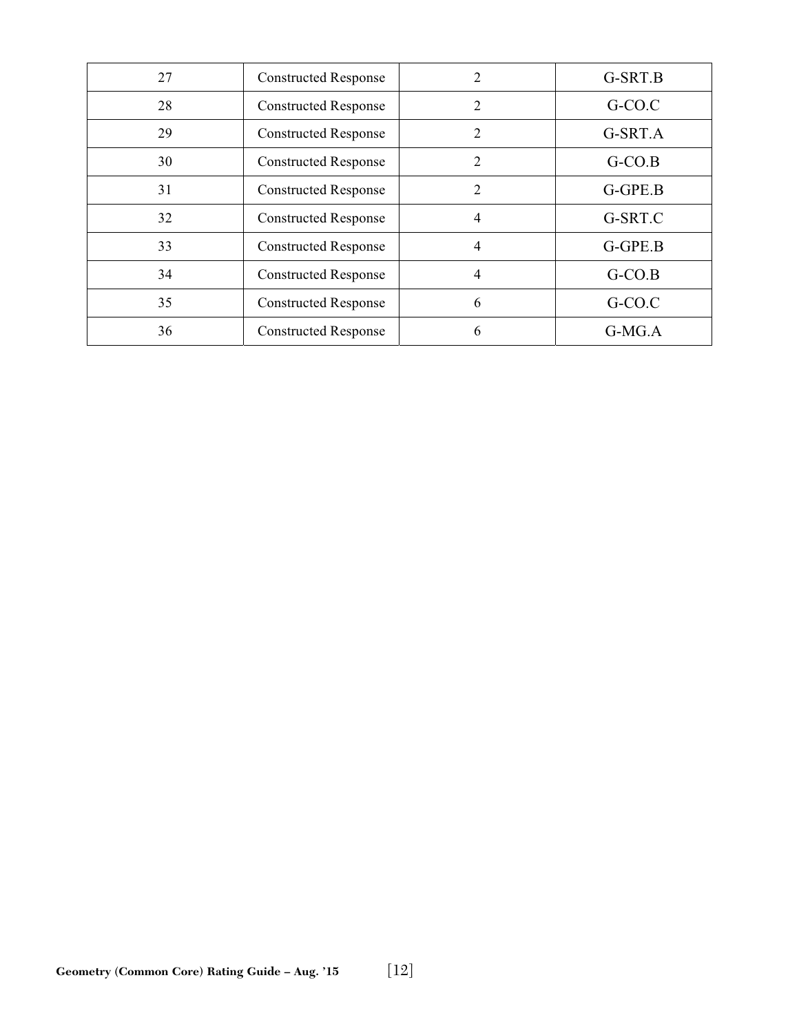| | | | |
|---|---|---|---|
| 27 | Constructed Response | 2 | G-SRT.B |
| 28 | Constructed Response | 2 | G-CO.C |
| 29 | Constructed Response | 2 | G-SRT.A |
| 30 | Constructed Response | 2 | G-CO.B |
| 31 | Constructed Response | 2 | G-GPE.B |
| 32 | Constructed Response | 4 | G-SRT.C |
| 33 | Constructed Response | 4 | G-GPE.B |
| 34 | Constructed Response | 4 | G-CO.B |
| 35 | Constructed Response | 6 | G-CO.C |
| 36 | Constructed Response | 6 | G-MG.A |